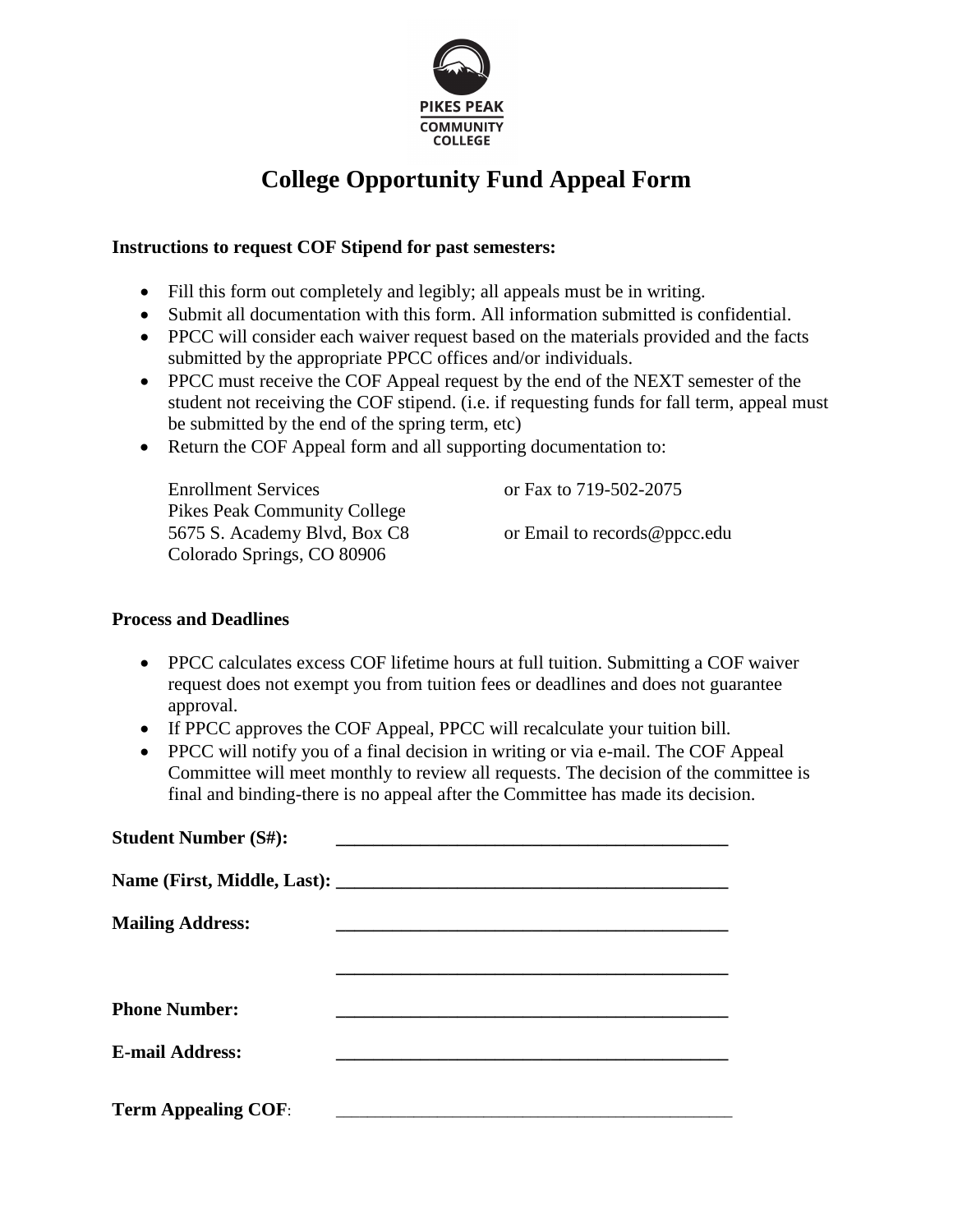PIKES PEAK COMMUNITY COLLEGE

# College Opportunity Fund Appeal Form

**Instructions to request COF Stipend for past semesters:**

- Fill this form out completely and legibly; all appeals must be in writing.
- Submit all documentation with this form. All information submitted is confidential.
- PPCC will consider each waiver request based on the materials provided and the facts submitted by the appropriate PPCC offices and/or individuals.
- PPCC must receive the COF Appeal request by the end of the NEXT semester of the student not receiving the COF stipend. (i.e. if requesting funds for fall term, appeal must be submitted by the end of the spring term, etc)
- Return the COF Appeal form and all supporting documentation to:

  Enrollment Services
  Pikes Peak Community College
  5675 S. Academy Blvd, Box C8
  Colorado Springs, CO 80906

  or Fax to 719-502-2075

  or Email to records@ppcc.edu

**Process and Deadlines**

- PPCC calculates excess COF lifetime hours at full tuition. Submitting a COF waiver request does not exempt you from tuition fees or deadlines and does not guarantee approval.
- If PPCC approves the COF Appeal, PPCC will recalculate your tuition bill.
- PPCC will notify you of a final decision in writing or via e-mail. The COF Appeal Committee will meet monthly to review all requests. The decision of the committee is final and binding-there is no appeal after the Committee has made its decision.

**Student Number (S#):** ___________________________________________

**Name (First, Middle, Last):** ___________________________________________

**Mailing Address:** ___________________________________________

___________________________________________

**Phone Number:** ___________________________________________

**E-mail Address:** ___________________________________________

**Term Appealing COF**: ___________________________________________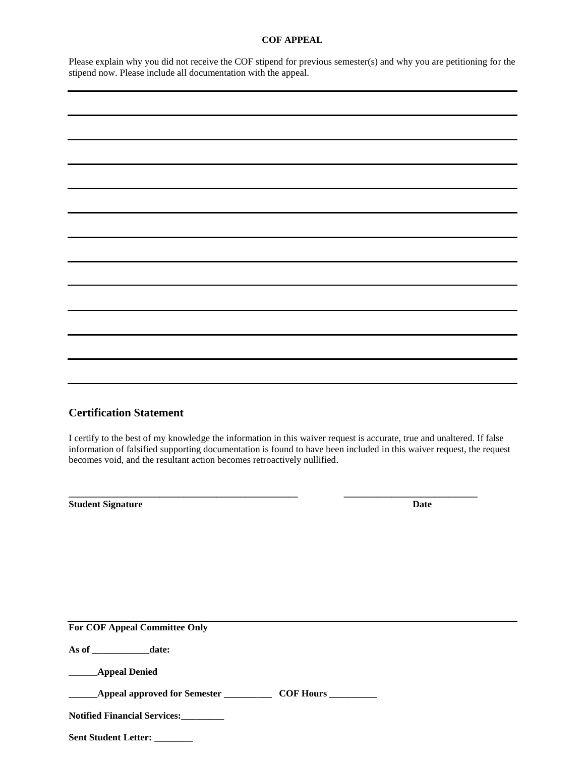**COF APPEAL**

Please explain why you did not receive the COF stipend for previous semester(s) and why you are petitioning for the stipend now. Please include all documentation with the appeal.

______________________________________________________________________________

______________________________________________________________________________

______________________________________________________________________________

______________________________________________________________________________

______________________________________________________________________________

______________________________________________________________________________

______________________________________________________________________________

______________________________________________________________________________

______________________________________________________________________________

______________________________________________________________________________

______________________________________________________________________________

______________________________________________________________________________

______________________________________________________________________________

## Certification Statement

I certify to the best of my knowledge the information in this waiver request is accurate, true and unaltered. If false information of falsified supporting documentation is found to have been included in this waiver request, the request becomes void, and the resultant action becomes retroactively nullified.

_________________________________________________ ____________________________

**Student Signature** **Date**

**For COF Appeal Committee Only**

**As of ____________date:**

**______Appeal Denied**

**______Appeal approved for Semester __________ COF Hours __________**

**Notified Financial Services:_________**

**Sent Student Letter: ________**